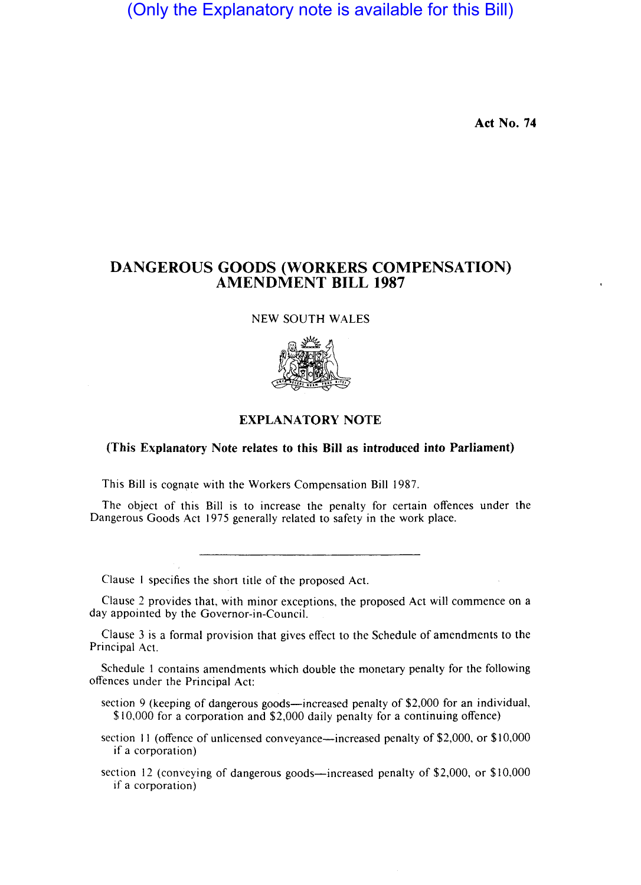(Only the Explanatory note is available for this Bill)

**Act No. 74**

# DANGEROUS GOODS (WORKERS COMPENSATION) AMENDMENT BILL 1987

NEW SOUTH WALES

## EXPLANATORY NOTE

**(This Explanatory Note relates to this Bill as introduced into Parliament)**

This Bill is cognate with the Workers Compensation Bill 1987.

The object of this Bill is to increase the penalty for certain offences under the Dangerous Goods Act 1975 generally related to safety in the work place.

---

Clause 1 specifies the short title of the proposed Act.

Clause 2 provides that, with minor exceptions, the proposed Act will commence on a day appointed by the Governor-in-Council.

Clause 3 is a formal provision that gives effect to the Schedule of amendments to the Principal Act.

Schedule 1 contains amendments which double the monetary penalty for the following offences under the Principal Act:

section 9 (keeping of dangerous goods—increased penalty of $2,000 for an individual, $10,000 for a corporation and $2,000 daily penalty for a continuing offence)

section 11 (offence of unlicensed conveyance—increased penalty of $2,000, or $10,000 if a corporation)

section 12 (conveying of dangerous goods—increased penalty of $2,000, or $10,000 if a corporation)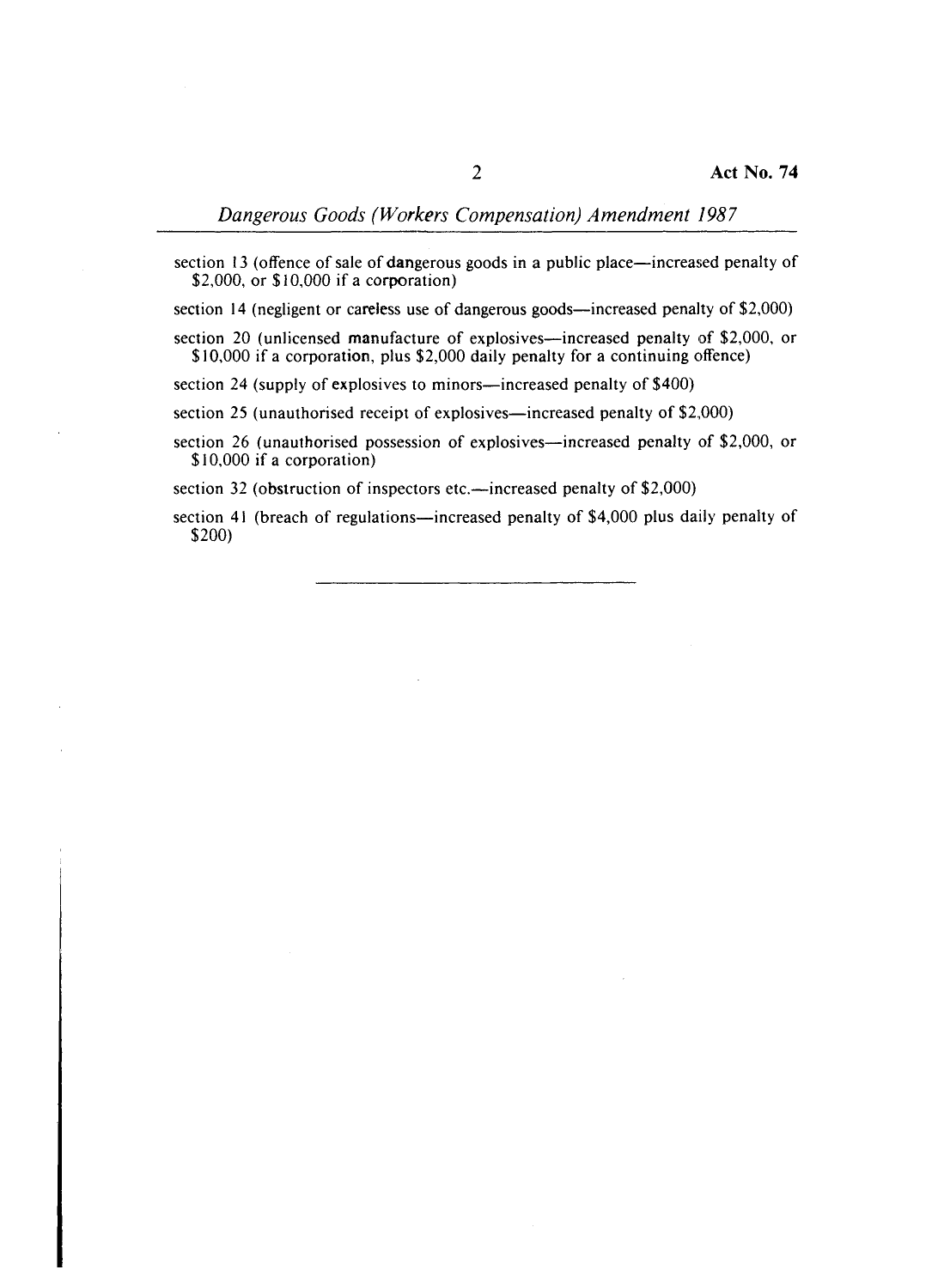section 13 (offence of sale of dangerous goods in a public place—increased penalty of $2,000, or $10,000 if a corporation)

section 14 (negligent or careless use of dangerous goods—increased penalty of $2,000)

section 20 (unlicensed manufacture of explosives—increased penalty of $2,000, or $10,000 if a corporation, plus $2,000 daily penalty for a continuing offence)

section 24 (supply of explosives to minors—increased penalty of $400)

section 25 (unauthorised receipt of explosives—increased penalty of $2,000)

section 26 (unauthorised possession of explosives—increased penalty of $2,000, or $10,000 if a corporation)

section 32 (obstruction of inspectors etc.—increased penalty of $2,000)

section 41 (breach of regulations—increased penalty of $4,000 plus daily penalty of $200)

---